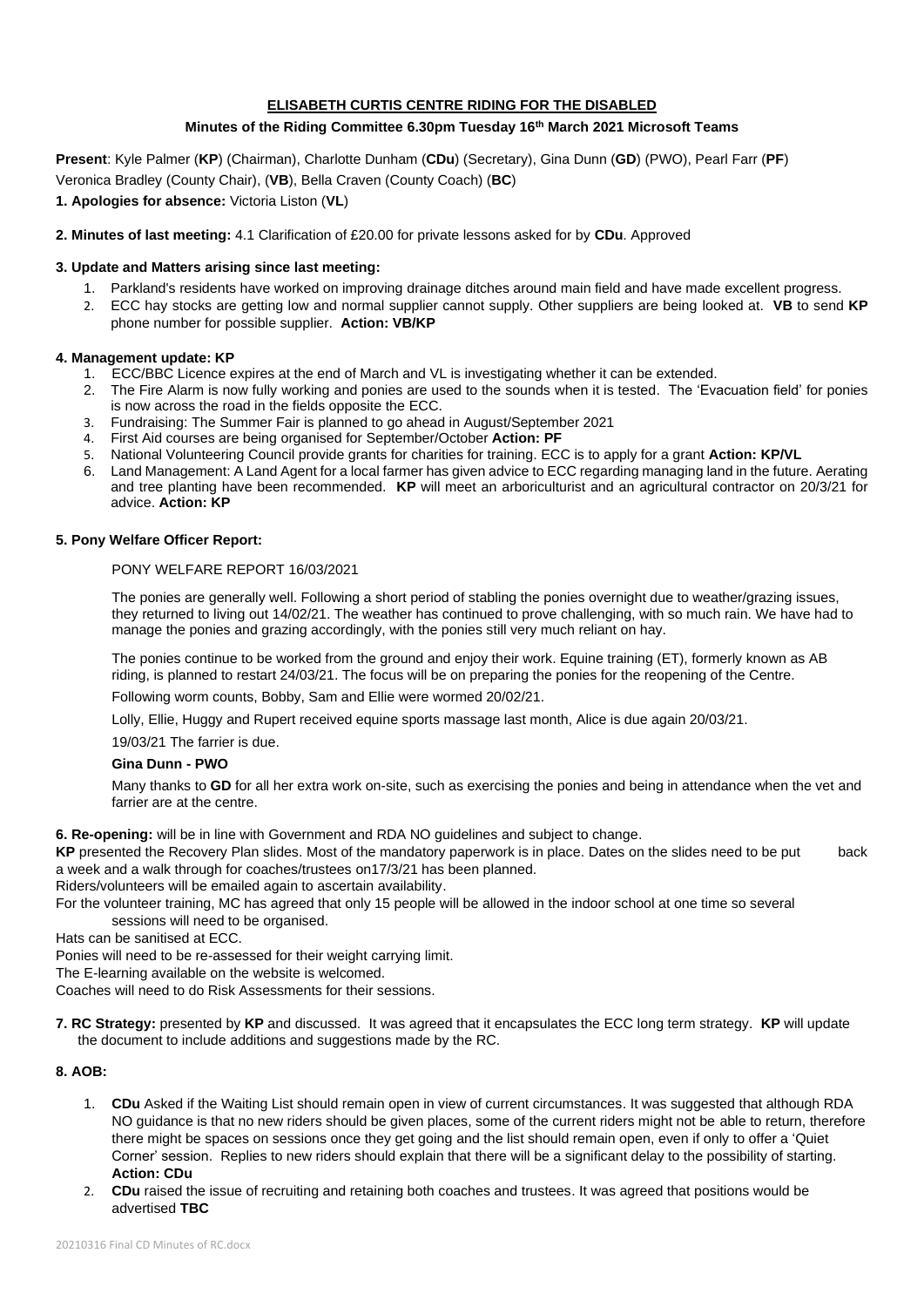**ELISABETH CURTIS CENTRE RIDING FOR THE DISABLED**

**Minutes of the Riding Committee 6.30pm Tuesday 16th March 2021 Microsoft Teams**

**Present**: Kyle Palmer (**KP**) (Chairman), Charlotte Dunham (**CDu**) (Secretary), Gina Dunn (**GD**) (PWO), Pearl Farr (**PF**) Veronica Bradley (County Chair), (**VB**), Bella Craven (County Coach) (**BC**)

**1. Apologies for absence:** Victoria Liston (**VL**)

**2. Minutes of last meeting:** 4.1 Clarification of £20.00 for private lessons asked for by **CDu**. Approved

**3. Update and Matters arising since last meeting:**

1. Parkland's residents have worked on improving drainage ditches around main field and have made excellent progress.
2. ECC hay stocks are getting low and normal supplier cannot supply. Other suppliers are being looked at. **VB** to send **KP** phone number for possible supplier. **Action: VB/KP**

**4. Management update: KP**

1. ECC/BBC Licence expires at the end of March and VL is investigating whether it can be extended.
2. The Fire Alarm is now fully working and ponies are used to the sounds when it is tested. The 'Evacuation field' for ponies is now across the road in the fields opposite the ECC.
3. Fundraising: The Summer Fair is planned to go ahead in August/September 2021
4. First Aid courses are being organised for September/October **Action: PF**
5. National Volunteering Council provide grants for charities for training. ECC is to apply for a grant **Action: KP/VL**
6. Land Management: A Land Agent for a local farmer has given advice to ECC regarding managing land in the future. Aerating and tree planting have been recommended. **KP** will meet an arboriculturist and an agricultural contractor on 20/3/21 for advice. **Action: KP**

**5. Pony Welfare Officer Report:**

PONY WELFARE REPORT 16/03/2021

The ponies are generally well. Following a short period of stabling the ponies overnight due to weather/grazing issues, they returned to living out 14/02/21. The weather has continued to prove challenging, with so much rain. We have had to manage the ponies and grazing accordingly, with the ponies still very much reliant on hay.

The ponies continue to be worked from the ground and enjoy their work. Equine training (ET), formerly known as AB riding, is planned to restart 24/03/21. The focus will be on preparing the ponies for the reopening of the Centre.

Following worm counts, Bobby, Sam and Ellie were wormed 20/02/21.

Lolly, Ellie, Huggy and Rupert received equine sports massage last month, Alice is due again 20/03/21.

19/03/21 The farrier is due.

**Gina Dunn - PWO**

Many thanks to **GD** for all her extra work on-site, such as exercising the ponies and being in attendance when the vet and farrier are at the centre.

**6. Re-opening:** will be in line with Government and RDA NO guidelines and subject to change.

**KP** presented the Recovery Plan slides. Most of the mandatory paperwork is in place. Dates on the slides need to be put back a week and a walk through for coaches/trustees on17/3/21 has been planned.

Riders/volunteers will be emailed again to ascertain availability.

For the volunteer training, MC has agreed that only 15 people will be allowed in the indoor school at one time so several sessions will need to be organised.

Hats can be sanitised at ECC.

Ponies will need to be re-assessed for their weight carrying limit.

The E-learning available on the website is welcomed.

Coaches will need to do Risk Assessments for their sessions.

**7. RC Strategy:** presented by **KP** and discussed. It was agreed that it encapsulates the ECC long term strategy. **KP** will update the document to include additions and suggestions made by the RC.

**8. AOB:**

1. **CDu** Asked if the Waiting List should remain open in view of current circumstances. It was suggested that although RDA NO guidance is that no new riders should be given places, some of the current riders might not be able to return, therefore there might be spaces on sessions once they get going and the list should remain open, even if only to offer a 'Quiet Corner' session. Replies to new riders should explain that there will be a significant delay to the possibility of starting. **Action: CDu**
2. **CDu** raised the issue of recruiting and retaining both coaches and trustees. It was agreed that positions would be advertised **TBC**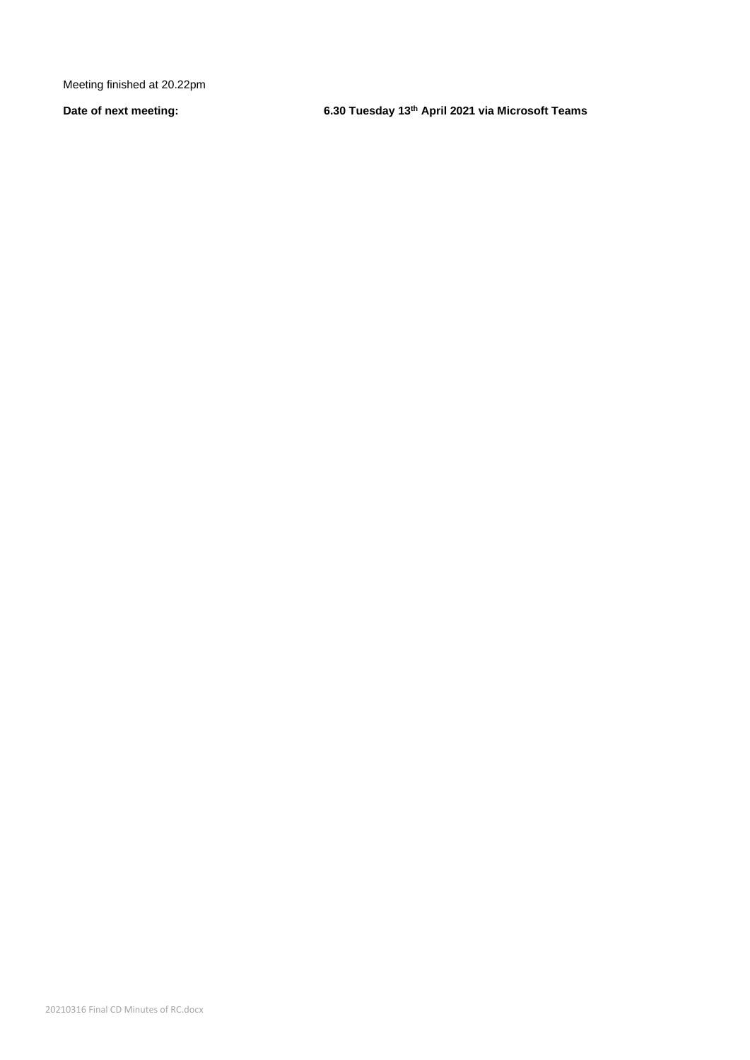Meeting finished at 20.22pm

**Date of next meeting:** **6.30 Tuesday 13th April 2021 via Microsoft Teams**